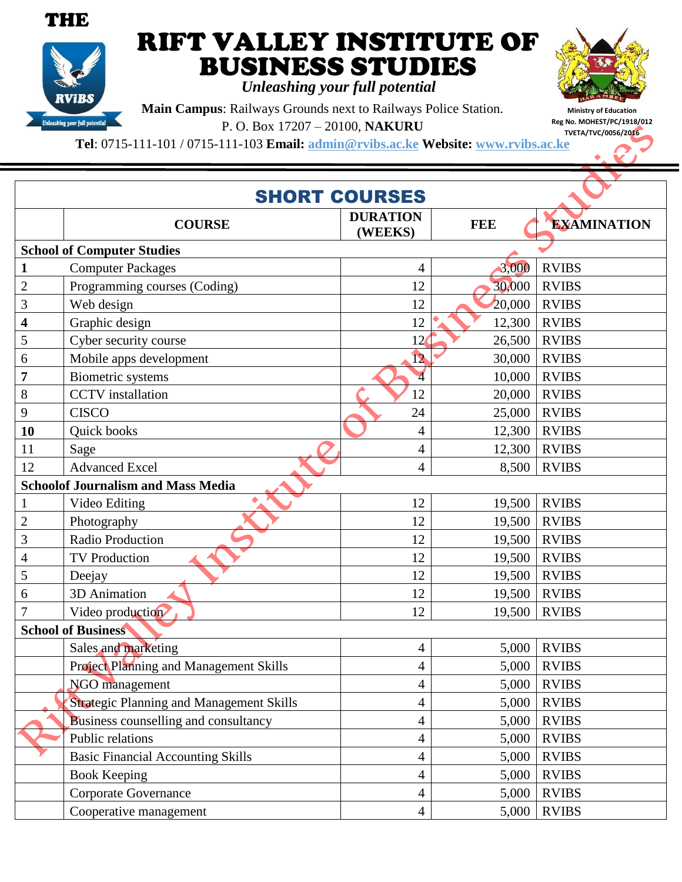THE

# RIFT VALLEY INSTITUTE OF BUSINESS STUDIES

*Unleashing your full potential*

**Main Campus**: Railways Grounds next to Railways Police Station.
P. O. Box 17207 – 20100, **NAKURU**
**Tel**: 0715-111-101 / 0715-111-103 **Email:** admin@rvibs.ac.ke **Website:** www.rvibs.ac.ke

Ministry of Education
Reg No. MOHEST/PC/1918/012
TVETA/TVC/0056/2016

## SHORT COURSES

| | COURSE | DURATION (WEEKS) | FEE | EXAMINATION |
|---|---|---|---|---|
| **School of Computer Studies** | | | | |
| **1** | Computer Packages | 4 | 3,000 | RVIBS |
| 2 | Programming courses (Coding) | 12 | 30,000 | RVIBS |
| 3 | Web design | 12 | 20,000 | RVIBS |
| **4** | Graphic design | 12 | 12,300 | RVIBS |
| 5 | Cyber security course | 12 | 26,500 | RVIBS |
| 6 | Mobile apps development | 12 | 30,000 | RVIBS |
| **7** | Biometric systems | 4 | 10,000 | RVIBS |
| 8 | CCTV installation | 12 | 20,000 | RVIBS |
| 9 | CISCO | 24 | 25,000 | RVIBS |
| **10** | Quick books | 4 | 12,300 | RVIBS |
| 11 | Sage | 4 | 12,300 | RVIBS |
| 12 | Advanced Excel | 4 | 8,500 | RVIBS |
| **Schoolof Journalism and Mass Media** | | | | |
| 1 | Video Editing | 12 | 19,500 | RVIBS |
| 2 | Photography | 12 | 19,500 | RVIBS |
| 3 | Radio Production | 12 | 19,500 | RVIBS |
| 4 | TV Production | 12 | 19,500 | RVIBS |
| 5 | Deejay | 12 | 19,500 | RVIBS |
| 6 | 3D Animation | 12 | 19,500 | RVIBS |
| 7 | Video production | 12 | 19,500 | RVIBS |
| **School of Business** | | | | |
| | Sales and marketing | 4 | 5,000 | RVIBS |
| | Project Planning and Management Skills | 4 | 5,000 | RVIBS |
| | NGO management | 4 | 5,000 | RVIBS |
| | Strategic Planning and Management Skills | 4 | 5,000 | RVIBS |
| | Business counselling and consultancy | 4 | 5,000 | RVIBS |
| | Public relations | 4 | 5,000 | RVIBS |
| | Basic Financial Accounting Skills | 4 | 5,000 | RVIBS |
| | Book Keeping | 4 | 5,000 | RVIBS |
| | Corporate Governance | 4 | 5,000 | RVIBS |
| | Cooperative management | 4 | 5,000 | RVIBS |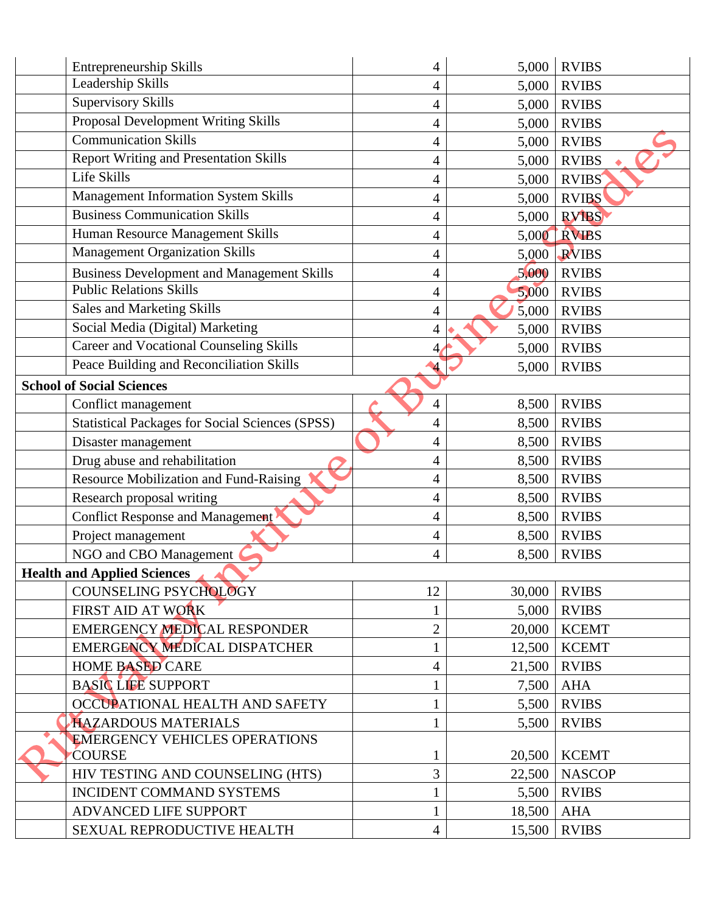| | | | | |
|---|---|---|---|---|
| | Entrepreneurship Skills | 4 | 5,000 | RVIBS |
| | Leadership Skills | 4 | 5,000 | RVIBS |
| | Supervisory Skills | 4 | 5,000 | RVIBS |
| | Proposal Development Writing Skills | 4 | 5,000 | RVIBS |
| | Communication Skills | 4 | 5,000 | RVIBS |
| | Report Writing and Presentation Skills | 4 | 5,000 | RVIBS |
| | Life Skills | 4 | 5,000 | RVIBS |
| | Management Information System Skills | 4 | 5,000 | RVIBS |
| | Business Communication Skills | 4 | 5,000 | RVIBS |
| | Human Resource Management Skills | 4 | 5,000 | RVIBS |
| | Management Organization Skills | 4 | 5,000 | RVIBS |
| | Business Development and Management Skills | 4 | 5,000 | RVIBS |
| | Public Relations Skills | 4 | 5,000 | RVIBS |
| | Sales and Marketing Skills | 4 | 5,000 | RVIBS |
| | Social Media (Digital) Marketing | 4 | 5,000 | RVIBS |
| | Career and Vocational Counseling Skills | 4 | 5,000 | RVIBS |
| | Peace Building and Reconciliation Skills | 4 | 5,000 | RVIBS |
| **School of Social Sciences** | | | | |
| | Conflict management | 4 | 8,500 | RVIBS |
| | Statistical Packages for Social Sciences (SPSS) | 4 | 8,500 | RVIBS |
| | Disaster management | 4 | 8,500 | RVIBS |
| | Drug abuse and rehabilitation | 4 | 8,500 | RVIBS |
| | Resource Mobilization and Fund-Raising | 4 | 8,500 | RVIBS |
| | Research proposal writing | 4 | 8,500 | RVIBS |
| | Conflict Response and Management | 4 | 8,500 | RVIBS |
| | Project management | 4 | 8,500 | RVIBS |
| | NGO and CBO Management | 4 | 8,500 | RVIBS |
| **Health and Applied Sciences** | | | | |
| | COUNSELING PSYCHOLOGY | 12 | 30,000 | RVIBS |
| | FIRST AID AT WORK | 1 | 5,000 | RVIBS |
| | EMERGENCY MEDICAL RESPONDER | 2 | 20,000 | KCEMT |
| | EMERGENCY MEDICAL DISPATCHER | 1 | 12,500 | KCEMT |
| | HOME BASED CARE | 4 | 21,500 | RVIBS |
| | BASIC LIFE SUPPORT | 1 | 7,500 | AHA |
| | OCCUPATIONAL HEALTH AND SAFETY | 1 | 5,500 | RVIBS |
| | HAZARDOUS MATERIALS | 1 | 5,500 | RVIBS |
| | EMERGENCY VEHICLES OPERATIONS COURSE | 1 | 20,500 | KCEMT |
| | HIV TESTING AND COUNSELING (HTS) | 3 | 22,500 | NASCOP |
| | INCIDENT COMMAND SYSTEMS | 1 | 5,500 | RVIBS |
| | ADVANCED LIFE SUPPORT | 1 | 18,500 | AHA |
| | SEXUAL REPRODUCTIVE HEALTH | 4 | 15,500 | RVIBS |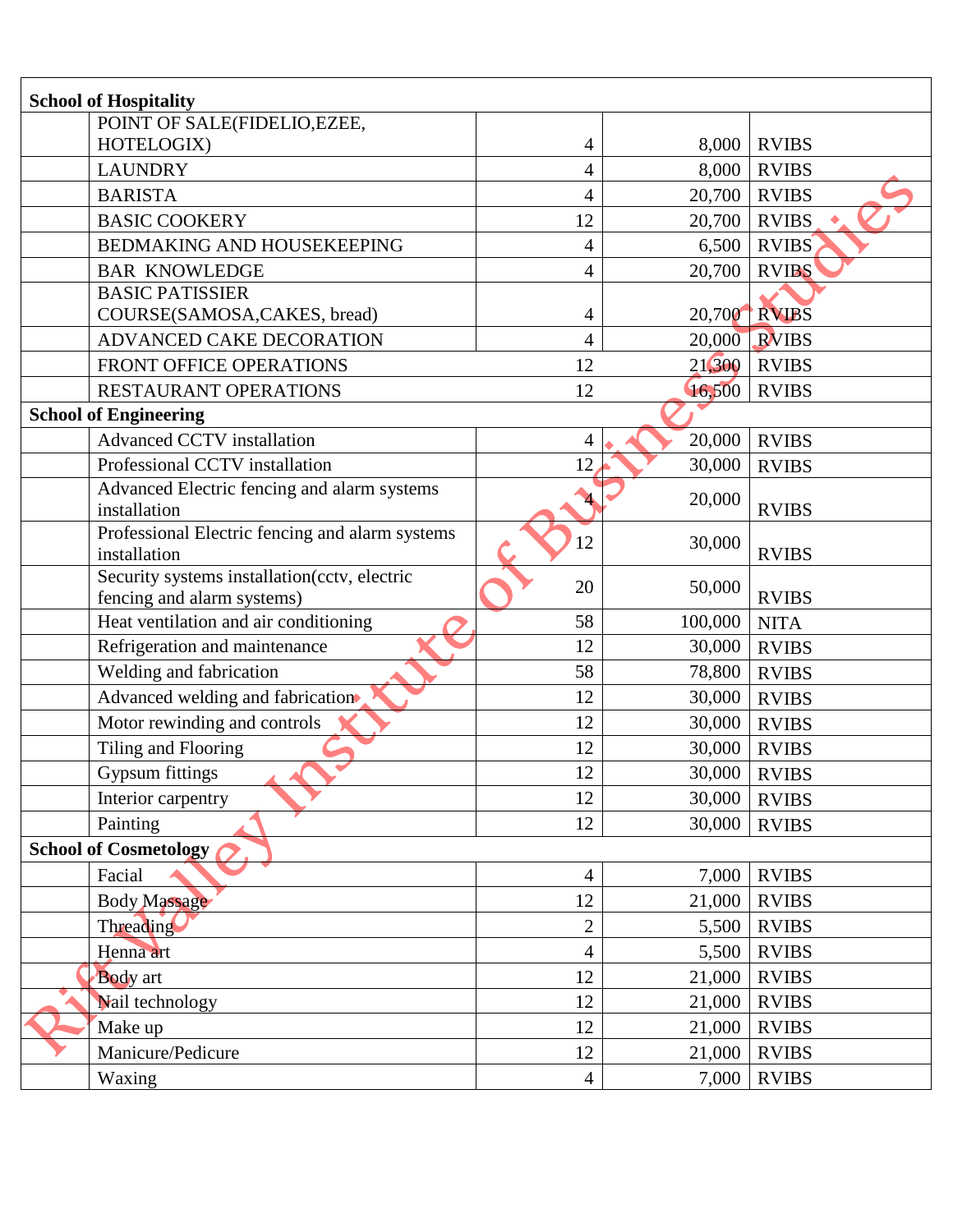| | | | | |
|---|---|---|---|---|
| **School of Hospitality** | | | | |
| | POINT OF SALE(FIDELIO,EZEE, HOTELOGIX) | 4 | 8,000 | RVIBS |
| | LAUNDRY | 4 | 8,000 | RVIBS |
| | BARISTA | 4 | 20,700 | RVIBS |
| | BASIC COOKERY | 12 | 20,700 | RVIBS |
| | BEDMAKING AND HOUSEKEEPING | 4 | 6,500 | RVIBS |
| | BAR KNOWLEDGE | 4 | 20,700 | RVIBS |
| | BASIC PATISSIER COURSE(SAMOSA,CAKES, bread) | 4 | 20,700 | RVIBS |
| | ADVANCED CAKE DECORATION | 4 | 20,000 | RVIBS |
| | FRONT OFFICE OPERATIONS | 12 | 21,300 | RVIBS |
| | RESTAURANT OPERATIONS | 12 | 16,500 | RVIBS |
| **School of Engineering** | | | | |
| | Advanced CCTV installation | 4 | 20,000 | RVIBS |
| | Professional CCTV installation | 12 | 30,000 | RVIBS |
| | Advanced Electric fencing and alarm systems installation | 4 | 20,000 | RVIBS |
| | Professional Electric fencing and alarm systems installation | 12 | 30,000 | RVIBS |
| | Security systems installation(cctv, electric fencing and alarm systems) | 20 | 50,000 | RVIBS |
| | Heat ventilation and air conditioning | 58 | 100,000 | NITA |
| | Refrigeration and maintenance | 12 | 30,000 | RVIBS |
| | Welding and fabrication | 58 | 78,800 | RVIBS |
| | Advanced welding and fabrication | 12 | 30,000 | RVIBS |
| | Motor rewinding and controls | 12 | 30,000 | RVIBS |
| | Tiling and Flooring | 12 | 30,000 | RVIBS |
| | Gypsum fittings | 12 | 30,000 | RVIBS |
| | Interior carpentry | 12 | 30,000 | RVIBS |
| | Painting | 12 | 30,000 | RVIBS |
| **School of Cosmetology** | | | | |
| | Facial | 4 | 7,000 | RVIBS |
| | Body Massage | 12 | 21,000 | RVIBS |
| | Threading | 2 | 5,500 | RVIBS |
| | Henna art | 4 | 5,500 | RVIBS |
| | Body art | 12 | 21,000 | RVIBS |
| | Nail technology | 12 | 21,000 | RVIBS |
| | Make up | 12 | 21,000 | RVIBS |
| | Manicure/Pedicure | 12 | 21,000 | RVIBS |
| | Waxing | 4 | 7,000 | RVIBS |